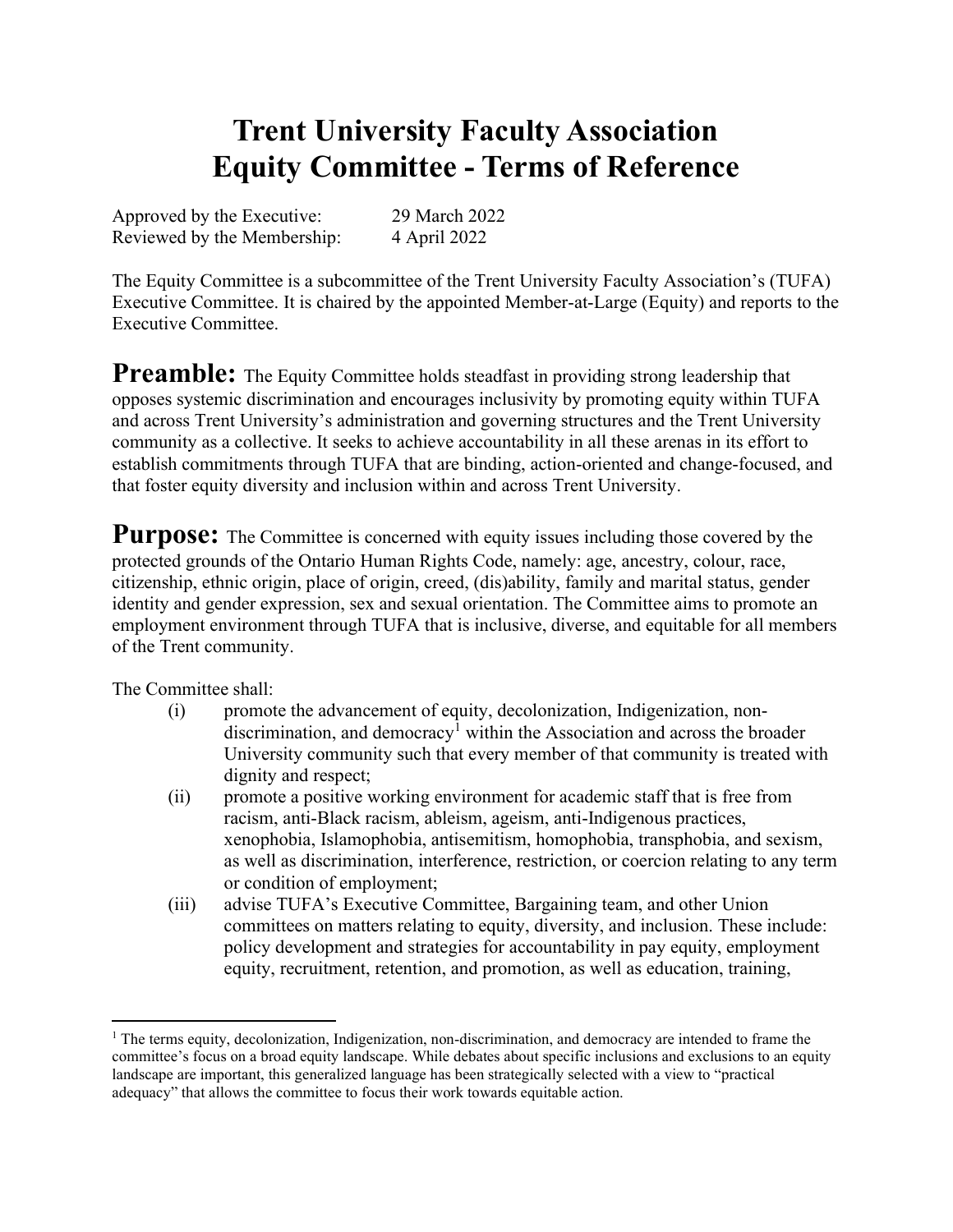# Trent University Faculty Association Equity Committee - Terms of Reference

Approved by the Executive: 29 March 2022
Reviewed by the Membership: 4 April 2022

The Equity Committee is a subcommittee of the Trent University Faculty Association's (TUFA) Executive Committee. It is chaired by the appointed Member-at-Large (Equity) and reports to the Executive Committee.

**Preamble:** The Equity Committee holds steadfast in providing strong leadership that opposes systemic discrimination and encourages inclusivity by promoting equity within TUFA and across Trent University's administration and governing structures and the Trent University community as a collective. It seeks to achieve accountability in all these arenas in its effort to establish commitments through TUFA that are binding, action-oriented and change-focused, and that foster equity diversity and inclusion within and across Trent University.

**Purpose:** The Committee is concerned with equity issues including those covered by the protected grounds of the Ontario Human Rights Code, namely: age, ancestry, colour, race, citizenship, ethnic origin, place of origin, creed, (dis)ability, family and marital status, gender identity and gender expression, sex and sexual orientation. The Committee aims to promote an employment environment through TUFA that is inclusive, diverse, and equitable for all members of the Trent community.

The Committee shall:

(i) promote the advancement of equity, decolonization, Indigenization, non-discrimination, and democracy[1] within the Association and across the broader University community such that every member of that community is treated with dignity and respect;

(ii) promote a positive working environment for academic staff that is free from racism, anti-Black racism, ableism, ageism, anti-Indigenous practices, xenophobia, Islamophobia, antisemitism, homophobia, transphobia, and sexism, as well as discrimination, interference, restriction, or coercion relating to any term or condition of employment;

(iii) advise TUFA's Executive Committee, Bargaining team, and other Union committees on matters relating to equity, diversity, and inclusion. These include: policy development and strategies for accountability in pay equity, employment equity, recruitment, retention, and promotion, as well as education, training,

---

[1] The terms equity, decolonization, Indigenization, non-discrimination, and democracy are intended to frame the committee's focus on a broad equity landscape. While debates about specific inclusions and exclusions to an equity landscape are important, this generalized language has been strategically selected with a view to "practical adequacy" that allows the committee to focus their work towards equitable action.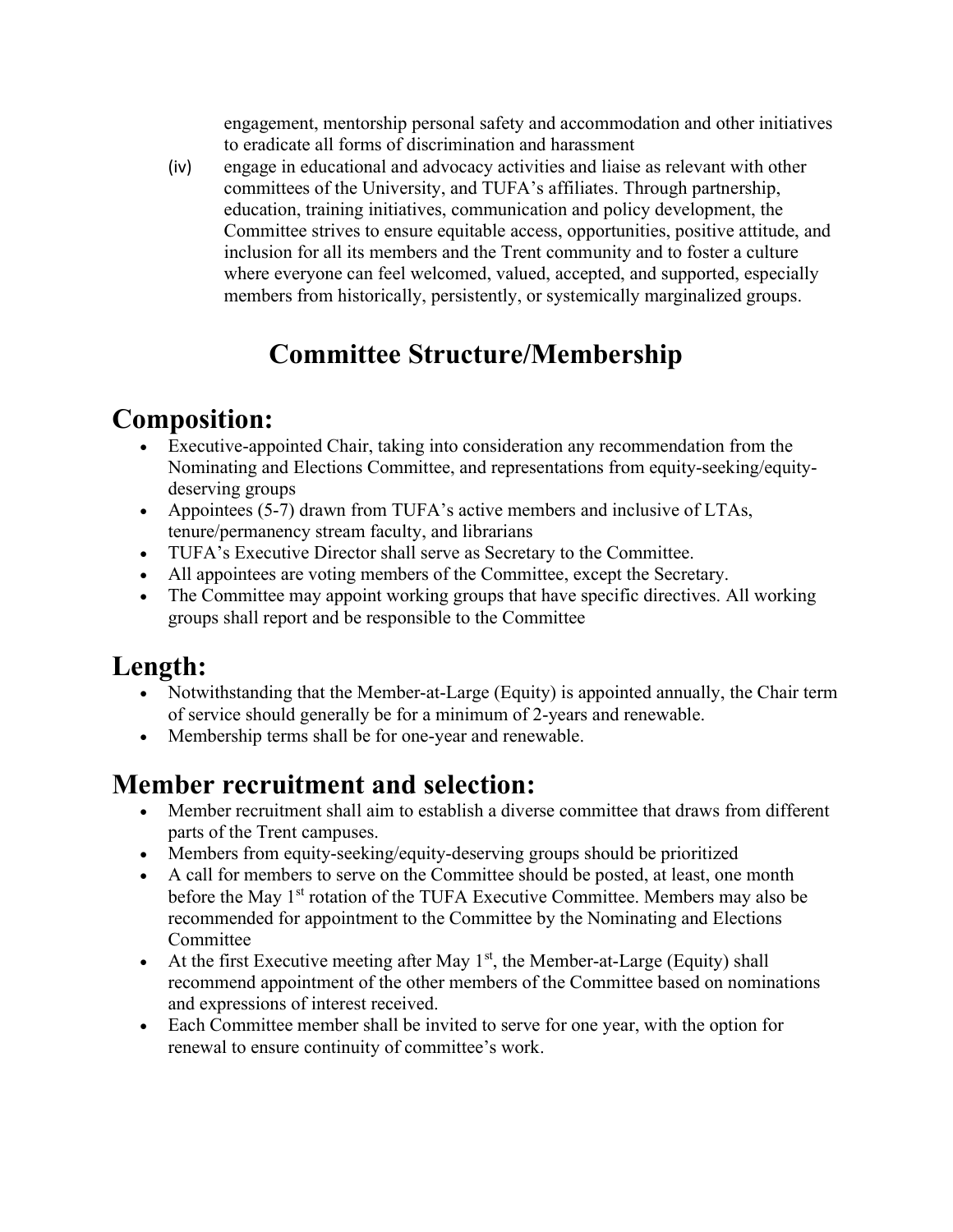engagement, mentorship personal safety and accommodation and other initiatives to eradicate all forms of discrimination and harassment

(iv) engage in educational and advocacy activities and liaise as relevant with other committees of the University, and TUFA's affiliates. Through partnership, education, training initiatives, communication and policy development, the Committee strives to ensure equitable access, opportunities, positive attitude, and inclusion for all its members and the Trent community and to foster a culture where everyone can feel welcomed, valued, accepted, and supported, especially members from historically, persistently, or systemically marginalized groups.

# Committee Structure/Membership

## Composition:

- Executive-appointed Chair, taking into consideration any recommendation from the Nominating and Elections Committee, and representations from equity-seeking/equity-deserving groups
- Appointees (5-7) drawn from TUFA's active members and inclusive of LTAs, tenure/permanency stream faculty, and librarians
- TUFA's Executive Director shall serve as Secretary to the Committee.
- All appointees are voting members of the Committee, except the Secretary.
- The Committee may appoint working groups that have specific directives. All working groups shall report and be responsible to the Committee

## Length:

- Notwithstanding that the Member-at-Large (Equity) is appointed annually, the Chair term of service should generally be for a minimum of 2-years and renewable.
- Membership terms shall be for one-year and renewable.

## Member recruitment and selection:

- Member recruitment shall aim to establish a diverse committee that draws from different parts of the Trent campuses.
- Members from equity-seeking/equity-deserving groups should be prioritized
- A call for members to serve on the Committee should be posted, at least, one month before the May 1st rotation of the TUFA Executive Committee. Members may also be recommended for appointment to the Committee by the Nominating and Elections Committee
- At the first Executive meeting after May 1st, the Member-at-Large (Equity) shall recommend appointment of the other members of the Committee based on nominations and expressions of interest received.
- Each Committee member shall be invited to serve for one year, with the option for renewal to ensure continuity of committee's work.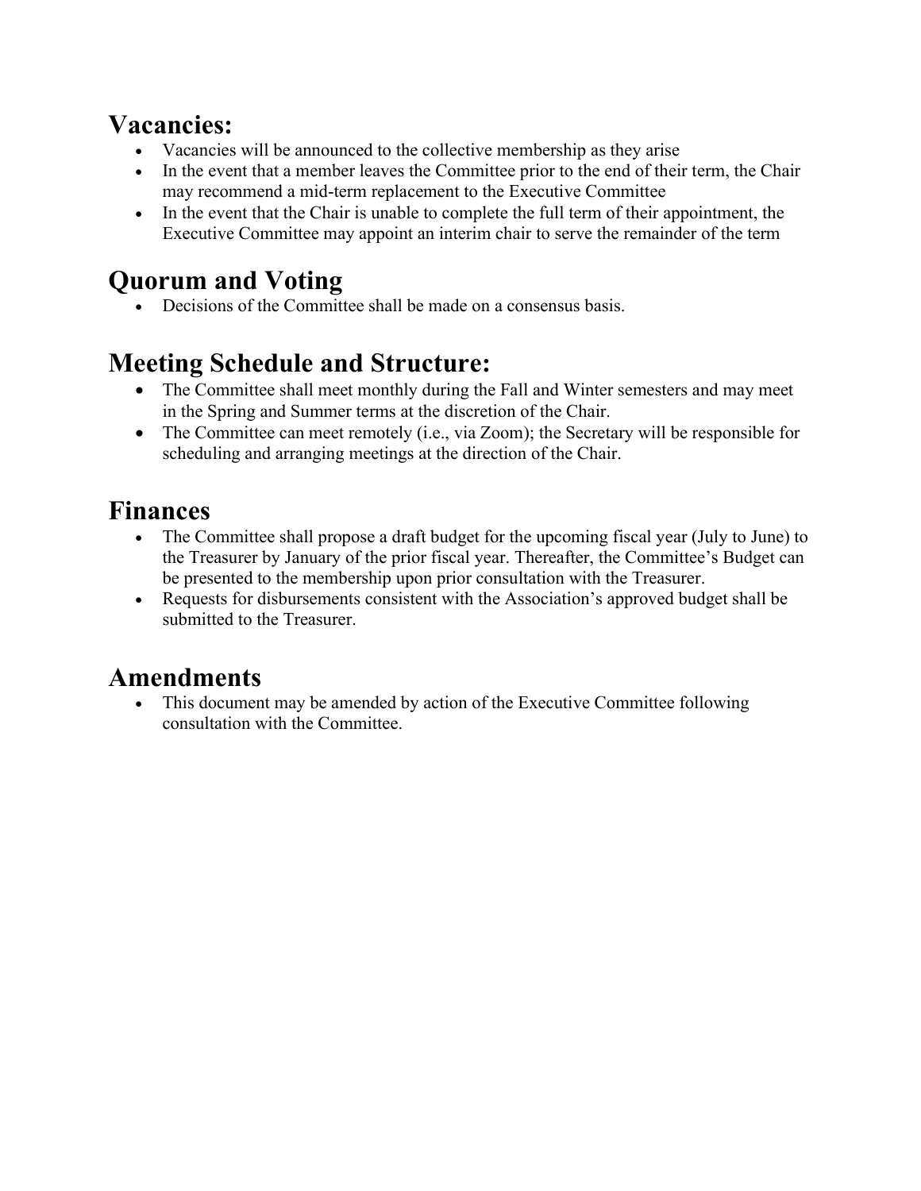## Vacancies:

- Vacancies will be announced to the collective membership as they arise
- In the event that a member leaves the Committee prior to the end of their term, the Chair may recommend a mid-term replacement to the Executive Committee
- In the event that the Chair is unable to complete the full term of their appointment, the Executive Committee may appoint an interim chair to serve the remainder of the term

## Quorum and Voting

- Decisions of the Committee shall be made on a consensus basis.

## Meeting Schedule and Structure:

- The Committee shall meet monthly during the Fall and Winter semesters and may meet in the Spring and Summer terms at the discretion of the Chair.
- The Committee can meet remotely (i.e., via Zoom); the Secretary will be responsible for scheduling and arranging meetings at the direction of the Chair.

## Finances

- The Committee shall propose a draft budget for the upcoming fiscal year (July to June) to the Treasurer by January of the prior fiscal year. Thereafter, the Committee's Budget can be presented to the membership upon prior consultation with the Treasurer.
- Requests for disbursements consistent with the Association's approved budget shall be submitted to the Treasurer.

## Amendments

- This document may be amended by action of the Executive Committee following consultation with the Committee.